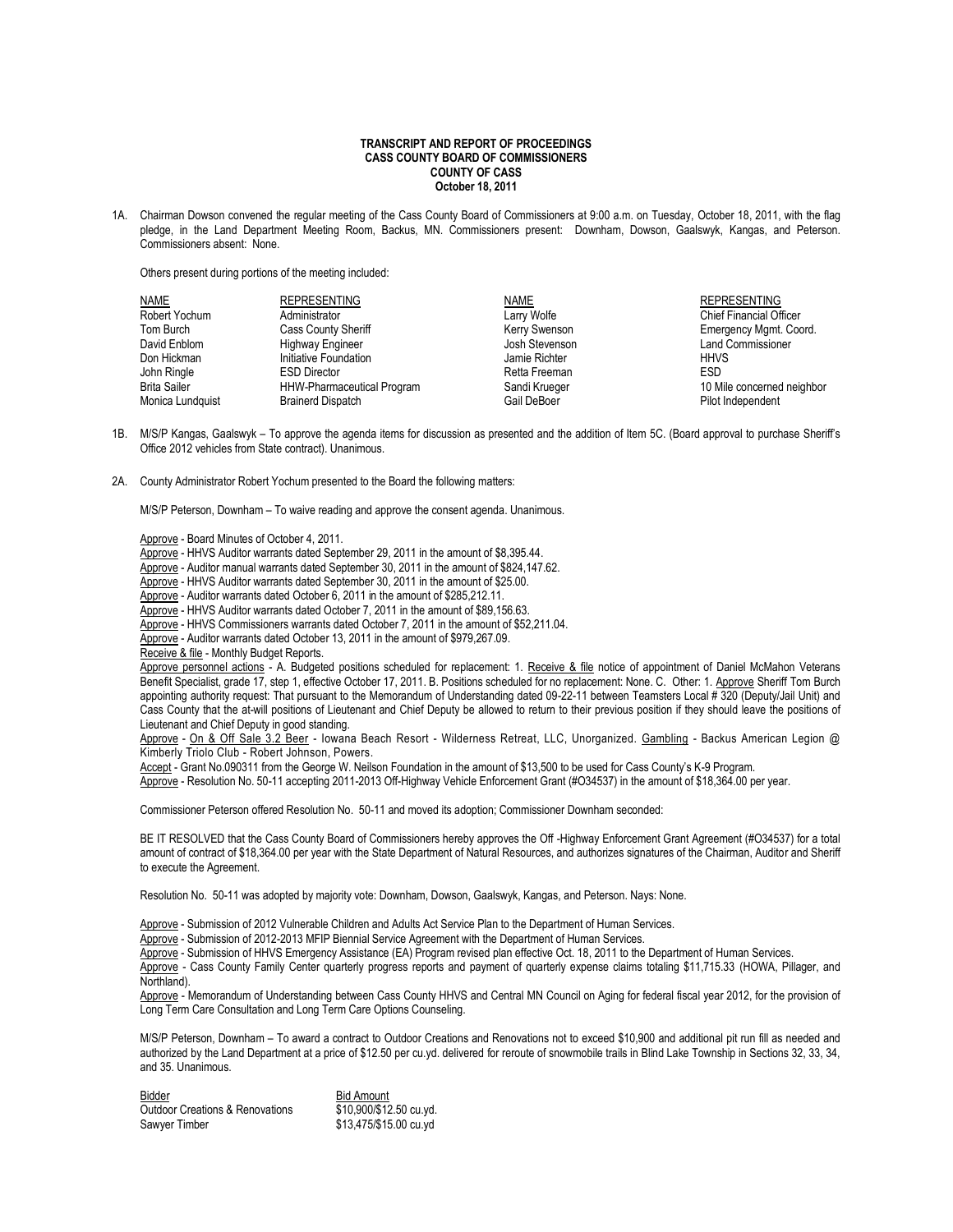**TRANSCRIPT AND REPORT OF PROCEEDINGS**
**CASS COUNTY BOARD OF COMMISSIONERS**
**COUNTY OF CASS**
**October 18, 2011**

1A. Chairman Dowson convened the regular meeting of the Cass County Board of Commissioners at 9:00 a.m. on Tuesday, October 18, 2011, with the flag pledge, in the Land Department Meeting Room, Backus, MN. Commissioners present: Downham, Dowson, Gaalswyk, Kangas, and Peterson. Commissioners absent: None.

Others present during portions of the meeting included:

| NAME | REPRESENTING | NAME | REPRESENTING |
|---|---|---|---|
| Robert Yochum | Administrator | Larry Wolfe | Chief Financial Officer |
| Tom Burch | Cass County Sheriff | Kerry Swenson | Emergency Mgmt. Coord. |
| David Enblom | Highway Engineer | Josh Stevenson | Land Commissioner |
| Don Hickman | Initiative Foundation | Jamie Richter | HHVS |
| John Ringle | ESD Director | Retta Freeman | ESD |
| Brita Sailer | HHW-Pharmaceutical Program | Sandi Krueger | 10 Mile concerned neighbor |
| Monica Lundquist | Brainerd Dispatch | Gail DeBoer | Pilot Independent |

1B. M/S/P Kangas, Gaalswyk – To approve the agenda items for discussion as presented and the addition of Item 5C. (Board approval to purchase Sheriff's Office 2012 vehicles from State contract). Unanimous.

2A. County Administrator Robert Yochum presented to the Board the following matters:

M/S/P Peterson, Downham – To waive reading and approve the consent agenda. Unanimous.

Approve - Board Minutes of October 4, 2011.
Approve - HHVS Auditor warrants dated September 29, 2011 in the amount of $8,395.44.
Approve - Auditor manual warrants dated September 30, 2011 in the amount of $824,147.62.
Approve - HHVS Auditor warrants dated September 30, 2011 in the amount of $25.00.
Approve - Auditor warrants dated October 6, 2011 in the amount of $285,212.11.
Approve - HHVS Auditor warrants dated October 7, 2011 in the amount of $89,156.63.
Approve - HHVS Commissioners warrants dated October 7, 2011 in the amount of $52,211.04.
Approve - Auditor warrants dated October 13, 2011 in the amount of $979,267.09.
Receive & file - Monthly Budget Reports.
Approve personnel actions - A. Budgeted positions scheduled for replacement: 1. Receive & file notice of appointment of Daniel McMahon Veterans Benefit Specialist, grade 17, step 1, effective October 17, 2011. B. Positions scheduled for no replacement: None. C. Other: 1. Approve Sheriff Tom Burch appointing authority request: That pursuant to the Memorandum of Understanding dated 09-22-11 between Teamsters Local # 320 (Deputy/Jail Unit) and Cass County that the at-will positions of Lieutenant and Chief Deputy be allowed to return to their previous position if they should leave the positions of Lieutenant and Chief Deputy in good standing.
Approve - On & Off Sale 3.2 Beer - Iowana Beach Resort - Wilderness Retreat, LLC, Unorganized. Gambling - Backus American Legion @ Kimberly Triolo Club - Robert Johnson, Powers.
Accept - Grant No.090311 from the George W. Neilson Foundation in the amount of $13,500 to be used for Cass County's K-9 Program.
Approve - Resolution No. 50-11 accepting 2011-2013 Off-Highway Vehicle Enforcement Grant (#O34537) in the amount of $18,364.00 per year.

Commissioner Peterson offered Resolution No. 50-11 and moved its adoption; Commissioner Downham seconded:

BE IT RESOLVED that the Cass County Board of Commissioners hereby approves the Off -Highway Enforcement Grant Agreement (#O34537) for a total amount of contract of $18,364.00 per year with the State Department of Natural Resources, and authorizes signatures of the Chairman, Auditor and Sheriff to execute the Agreement.

Resolution No. 50-11 was adopted by majority vote: Downham, Dowson, Gaalswyk, Kangas, and Peterson. Nays: None.

Approve - Submission of 2012 Vulnerable Children and Adults Act Service Plan to the Department of Human Services.
Approve - Submission of 2012-2013 MFIP Biennial Service Agreement with the Department of Human Services.
Approve - Submission of HHVS Emergency Assistance (EA) Program revised plan effective Oct. 18, 2011 to the Department of Human Services.
Approve - Cass County Family Center quarterly progress reports and payment of quarterly expense claims totaling $11,715.33 (HOWA, Pillager, and Northland).
Approve - Memorandum of Understanding between Cass County HHVS and Central MN Council on Aging for federal fiscal year 2012, for the provision of Long Term Care Consultation and Long Term Care Options Counseling.

M/S/P Peterson, Downham – To award a contract to Outdoor Creations and Renovations not to exceed $10,900 and additional pit run fill as needed and authorized by the Land Department at a price of $12.50 per cu.yd. delivered for reroute of snowmobile trails in Blind Lake Township in Sections 32, 33, 34, and 35. Unanimous.

| Bidder | Bid Amount |
|---|---|
| Outdoor Creations & Renovations | $10,900/$12.50 cu.yd. |
| Sawyer Timber | $13,475/$15.00 cu.yd |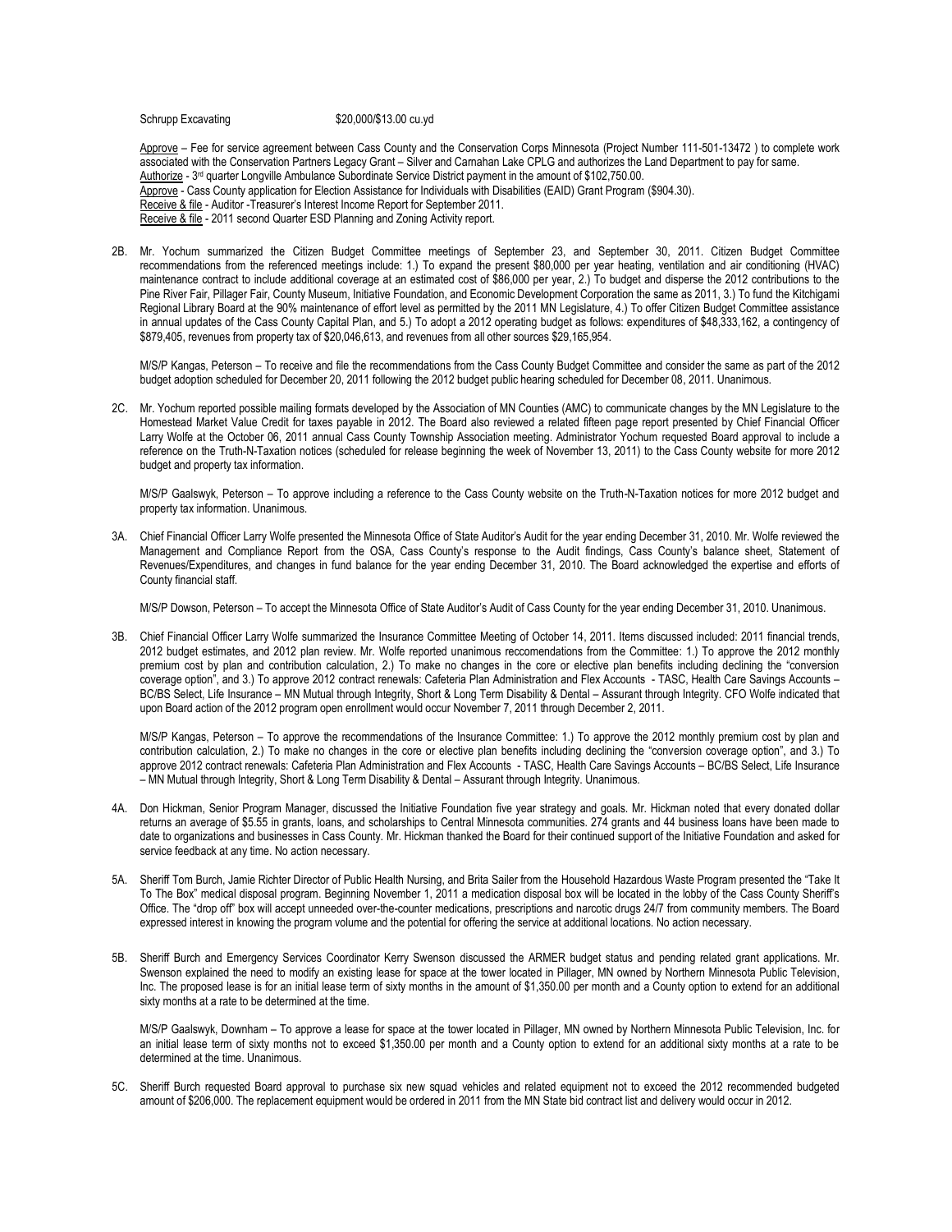Schrupp Excavating $20,000/$13.00 cu.yd

Approve – Fee for service agreement between Cass County and the Conservation Corps Minnesota (Project Number 111-501-13472 ) to complete work associated with the Conservation Partners Legacy Grant – Silver and Carnahan Lake CPLG and authorizes the Land Department to pay for same.
Authorize - 3rd quarter Longville Ambulance Subordinate Service District payment in the amount of $102,750.00.
Approve - Cass County application for Election Assistance for Individuals with Disabilities (EAID) Grant Program ($904.30).
Receive & file - Auditor -Treasurer's Interest Income Report for September 2011.
Receive & file - 2011 second Quarter ESD Planning and Zoning Activity report.

2B. Mr. Yochum summarized the Citizen Budget Committee meetings of September 23, and September 30, 2011. Citizen Budget Committee recommendations from the referenced meetings include: 1.) To expand the present $80,000 per year heating, ventilation and air conditioning (HVAC) maintenance contract to include additional coverage at an estimated cost of $86,000 per year, 2.) To budget and disperse the 2012 contributions to the Pine River Fair, Pillager Fair, County Museum, Initiative Foundation, and Economic Development Corporation the same as 2011, 3.) To fund the Kitchigami Regional Library Board at the 90% maintenance of effort level as permitted by the 2011 MN Legislature, 4.) To offer Citizen Budget Committee assistance in annual updates of the Cass County Capital Plan, and 5.) To adopt a 2012 operating budget as follows: expenditures of $48,333,162, a contingency of $879,405, revenues from property tax of $20,046,613, and revenues from all other sources $29,165,954.

M/S/P Kangas, Peterson – To receive and file the recommendations from the Cass County Budget Committee and consider the same as part of the 2012 budget adoption scheduled for December 20, 2011 following the 2012 budget public hearing scheduled for December 08, 2011. Unanimous.

2C. Mr. Yochum reported possible mailing formats developed by the Association of MN Counties (AMC) to communicate changes by the MN Legislature to the Homestead Market Value Credit for taxes payable in 2012. The Board also reviewed a related fifteen page report presented by Chief Financial Officer Larry Wolfe at the October 06, 2011 annual Cass County Township Association meeting. Administrator Yochum requested Board approval to include a reference on the Truth-N-Taxation notices (scheduled for release beginning the week of November 13, 2011) to the Cass County website for more 2012 budget and property tax information.

M/S/P Gaalswyk, Peterson – To approve including a reference to the Cass County website on the Truth-N-Taxation notices for more 2012 budget and property tax information. Unanimous.

3A. Chief Financial Officer Larry Wolfe presented the Minnesota Office of State Auditor's Audit for the year ending December 31, 2010. Mr. Wolfe reviewed the Management and Compliance Report from the OSA, Cass County's response to the Audit findings, Cass County's balance sheet, Statement of Revenues/Expenditures, and changes in fund balance for the year ending December 31, 2010. The Board acknowledged the expertise and efforts of County financial staff.

M/S/P Dowson, Peterson – To accept the Minnesota Office of State Auditor's Audit of Cass County for the year ending December 31, 2010. Unanimous.

3B. Chief Financial Officer Larry Wolfe summarized the Insurance Committee Meeting of October 14, 2011. Items discussed included: 2011 financial trends, 2012 budget estimates, and 2012 plan review. Mr. Wolfe reported unanimous reccomendations from the Committee: 1.) To approve the 2012 monthly premium cost by plan and contribution calculation, 2.) To make no changes in the core or elective plan benefits including declining the "conversion coverage option", and 3.) To approve 2012 contract renewals: Cafeteria Plan Administration and Flex Accounts - TASC, Health Care Savings Accounts – BC/BS Select, Life Insurance – MN Mutual through Integrity, Short & Long Term Disability & Dental – Assurant through Integrity. CFO Wolfe indicated that upon Board action of the 2012 program open enrollment would occur November 7, 2011 through December 2, 2011.

M/S/P Kangas, Peterson – To approve the recommendations of the Insurance Committee: 1.) To approve the 2012 monthly premium cost by plan and contribution calculation, 2.) To make no changes in the core or elective plan benefits including declining the "conversion coverage option", and 3.) To approve 2012 contract renewals: Cafeteria Plan Administration and Flex Accounts - TASC, Health Care Savings Accounts – BC/BS Select, Life Insurance – MN Mutual through Integrity, Short & Long Term Disability & Dental – Assurant through Integrity. Unanimous.

4A. Don Hickman, Senior Program Manager, discussed the Initiative Foundation five year strategy and goals. Mr. Hickman noted that every donated dollar returns an average of $5.55 in grants, loans, and scholarships to Central Minnesota communities. 274 grants and 44 business loans have been made to date to organizations and businesses in Cass County. Mr. Hickman thanked the Board for their continued support of the Initiative Foundation and asked for service feedback at any time. No action necessary.

5A. Sheriff Tom Burch, Jamie Richter Director of Public Health Nursing, and Brita Sailer from the Household Hazardous Waste Program presented the "Take It To The Box" medical disposal program. Beginning November 1, 2011 a medication disposal box will be located in the lobby of the Cass County Sheriff's Office. The "drop off" box will accept unneeded over-the-counter medications, prescriptions and narcotic drugs 24/7 from community members. The Board expressed interest in knowing the program volume and the potential for offering the service at additional locations. No action necessary.

5B. Sheriff Burch and Emergency Services Coordinator Kerry Swenson discussed the ARMER budget status and pending related grant applications. Mr. Swenson explained the need to modify an existing lease for space at the tower located in Pillager, MN owned by Northern Minnesota Public Television, Inc. The proposed lease is for an initial lease term of sixty months in the amount of $1,350.00 per month and a County option to extend for an additional sixty months at a rate to be determined at the time.

M/S/P Gaalswyk, Downham – To approve a lease for space at the tower located in Pillager, MN owned by Northern Minnesota Public Television, Inc. for an initial lease term of sixty months not to exceed $1,350.00 per month and a County option to extend for an additional sixty months at a rate to be determined at the time. Unanimous.

5C. Sheriff Burch requested Board approval to purchase six new squad vehicles and related equipment not to exceed the 2012 recommended budgeted amount of $206,000. The replacement equipment would be ordered in 2011 from the MN State bid contract list and delivery would occur in 2012.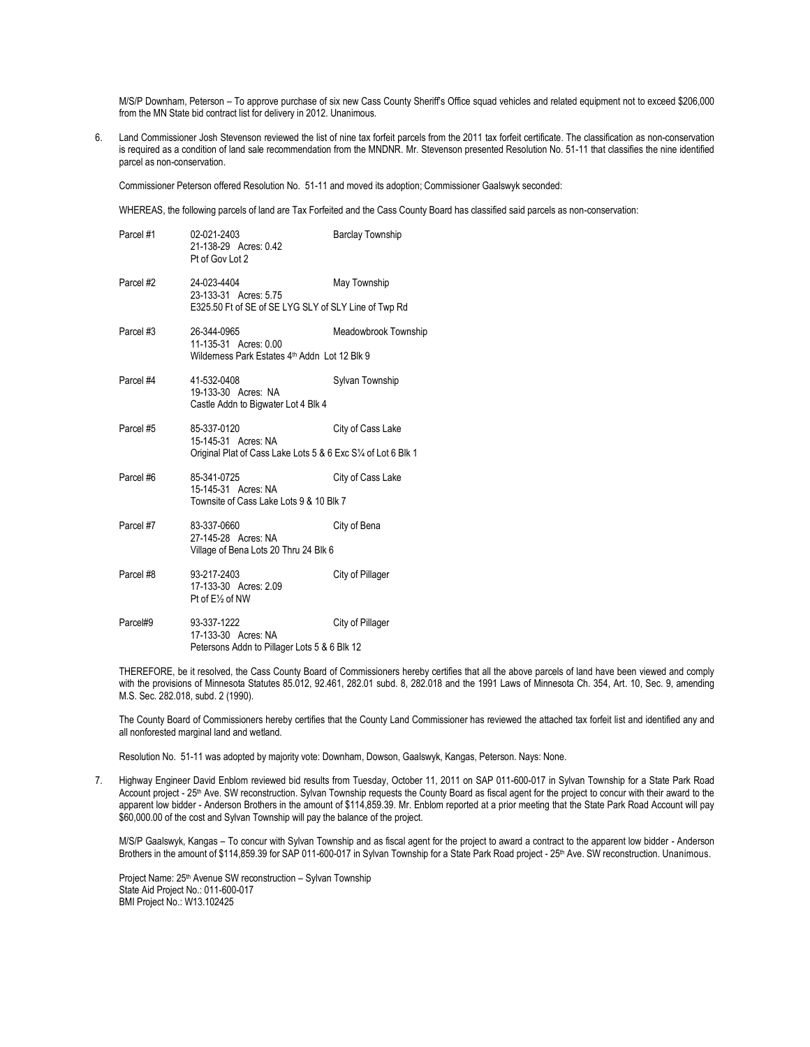M/S/P Downham, Peterson – To approve purchase of six new Cass County Sheriff's Office squad vehicles and related equipment not to exceed $206,000 from the MN State bid contract list for delivery in 2012. Unanimous.

6. Land Commissioner Josh Stevenson reviewed the list of nine tax forfeit parcels from the 2011 tax forfeit certificate. The classification as non-conservation is required as a condition of land sale recommendation from the MNDNR. Mr. Stevenson presented Resolution No. 51-11 that classifies the nine identified parcel as non-conservation.

   Commissioner Peterson offered Resolution No. 51-11 and moved its adoption; Commissioner Gaalswyk seconded:

   WHEREAS, the following parcels of land are Tax Forfeited and the Cass County Board has classified said parcels as non-conservation:

| | | |
|---|---|---|
| Parcel #1 | 02-021-2403<br>21-138-29 Acres: 0.42<br>Pt of Gov Lot 2 | Barclay Township |
| Parcel #2 | 24-023-4404<br>23-133-31 Acres: 5.75<br>E325.50 Ft of SE of SE LYG SLY of SLY Line of Twp Rd | May Township |
| Parcel #3 | 26-344-0965<br>11-135-31 Acres: 0.00<br>Wilderness Park Estates 4th Addn Lot 12 Blk 9 | Meadowbrook Township |
| Parcel #4 | 41-532-0408<br>19-133-30 Acres: NA<br>Castle Addn to Bigwater Lot 4 Blk 4 | Sylvan Township |
| Parcel #5 | 85-337-0120<br>15-145-31 Acres: NA<br>Original Plat of Cass Lake Lots 5 & 6 Exc S¼ of Lot 6 Blk 1 | City of Cass Lake |
| Parcel #6 | 85-341-0725<br>15-145-31 Acres: NA<br>Townsite of Cass Lake Lots 9 & 10 Blk 7 | City of Cass Lake |
| Parcel #7 | 83-337-0660<br>27-145-28 Acres: NA<br>Village of Bena Lots 20 Thru 24 Blk 6 | City of Bena |
| Parcel #8 | 93-217-2403<br>17-133-30 Acres: 2.09<br>Pt of E½ of NW | City of Pillager |
| Parcel#9 | 93-337-1222<br>17-133-30 Acres: NA<br>Petersons Addn to Pillager Lots 5 & 6 Blk 12 | City of Pillager |

   THEREFORE, be it resolved, the Cass County Board of Commissioners hereby certifies that all the above parcels of land have been viewed and comply with the provisions of Minnesota Statutes 85.012, 92.461, 282.01 subd. 8, 282.018 and the 1991 Laws of Minnesota Ch. 354, Art. 10, Sec. 9, amending M.S. Sec. 282.018, subd. 2 (1990).

   The County Board of Commissioners hereby certifies that the County Land Commissioner has reviewed the attached tax forfeit list and identified any and all nonforested marginal land and wetland.

   Resolution No. 51-11 was adopted by majority vote: Downham, Dowson, Gaalswyk, Kangas, Peterson. Nays: None.

7. Highway Engineer David Enblom reviewed bid results from Tuesday, October 11, 2011 on SAP 011-600-017 in Sylvan Township for a State Park Road Account project - 25th Ave. SW reconstruction. Sylvan Township requests the County Board as fiscal agent for the project to concur with their award to the apparent low bidder - Anderson Brothers in the amount of $114,859.39. Mr. Enblom reported at a prior meeting that the State Park Road Account will pay $60,000.00 of the cost and Sylvan Township will pay the balance of the project.

   M/S/P Gaalswyk, Kangas – To concur with Sylvan Township and as fiscal agent for the project to award a contract to the apparent low bidder - Anderson Brothers in the amount of $114,859.39 for SAP 011-600-017 in Sylvan Township for a State Park Road project - 25th Ave. SW reconstruction. Unanimous.

   Project Name: 25th Avenue SW reconstruction – Sylvan Township
   State Aid Project No.: 011-600-017
   BMI Project No.: W13.102425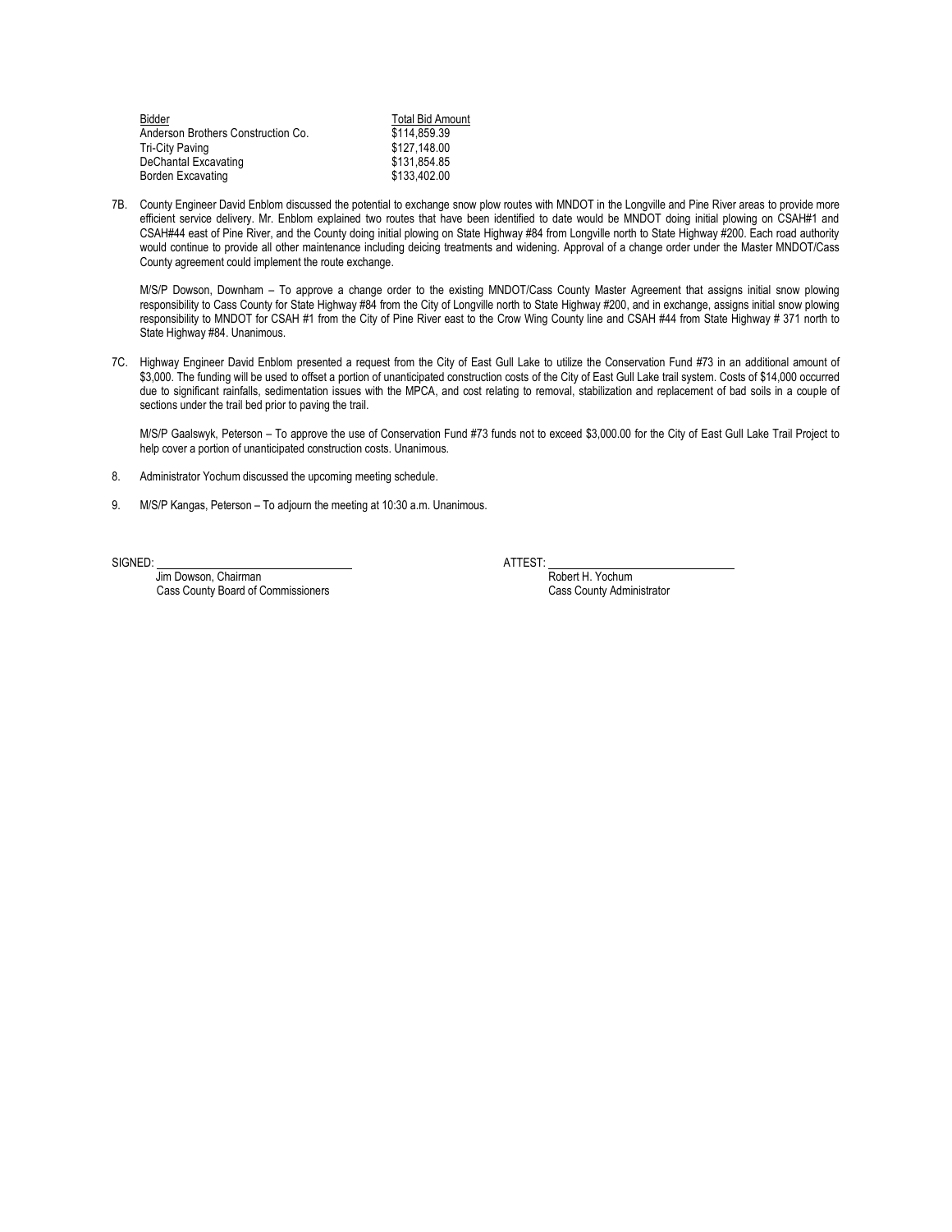| Bidder | Total Bid Amount |
|---|---|
| Anderson Brothers Construction Co. | $114,859.39 |
| Tri-City Paving | $127,148.00 |
| DeChantal Excavating | $131,854.85 |
| Borden Excavating | $133,402.00 |

7B. County Engineer David Enblom discussed the potential to exchange snow plow routes with MNDOT in the Longville and Pine River areas to provide more efficient service delivery. Mr. Enblom explained two routes that have been identified to date would be MNDOT doing initial plowing on CSAH#1 and CSAH#44 east of Pine River, and the County doing initial plowing on State Highway #84 from Longville north to State Highway #200. Each road authority would continue to provide all other maintenance including deicing treatments and widening. Approval of a change order under the Master MNDOT/Cass County agreement could implement the route exchange.

M/S/P Dowson, Downham – To approve a change order to the existing MNDOT/Cass County Master Agreement that assigns initial snow plowing responsibility to Cass County for State Highway #84 from the City of Longville north to State Highway #200, and in exchange, assigns initial snow plowing responsibility to MNDOT for CSAH #1 from the City of Pine River east to the Crow Wing County line and CSAH #44 from State Highway # 371 north to State Highway #84. Unanimous.

7C. Highway Engineer David Enblom presented a request from the City of East Gull Lake to utilize the Conservation Fund #73 in an additional amount of $3,000. The funding will be used to offset a portion of unanticipated construction costs of the City of East Gull Lake trail system. Costs of $14,000 occurred due to significant rainfalls, sedimentation issues with the MPCA, and cost relating to removal, stabilization and replacement of bad soils in a couple of sections under the trail bed prior to paving the trail.

M/S/P Gaalswyk, Peterson – To approve the use of Conservation Fund #73 funds not to exceed $3,000.00 for the City of East Gull Lake Trail Project to help cover a portion of unanticipated construction costs. Unanimous.

8. Administrator Yochum discussed the upcoming meeting schedule.

9. M/S/P Kangas, Peterson – To adjourn the meeting at 10:30 a.m. Unanimous.

SIGNED: ______________________________
Jim Dowson, Chairman
Cass County Board of Commissioners

ATTEST: ______________________________
Robert H. Yochum
Cass County Administrator